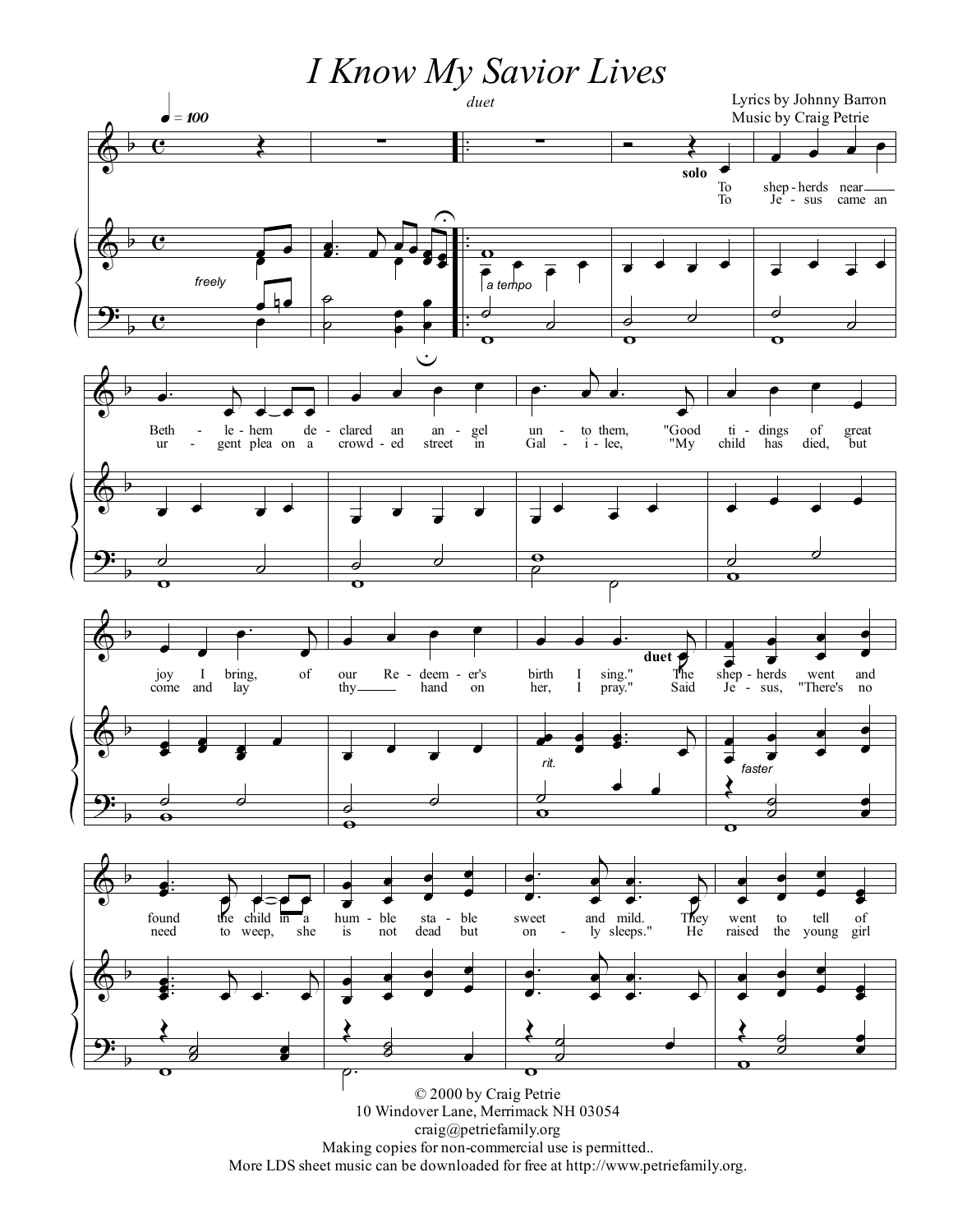# I Know My Savior Lives

*duet*

Lyrics by Johnny Barron
Music by Craig Petrie

© 2000 by Craig Petrie
10 Windover Lane, Merrimack NH 03054
craig@petriefamily.org
Making copies for non-commercial use is permitted..
More LDS sheet music can be downloaded for free at http://www.petriefamily.org.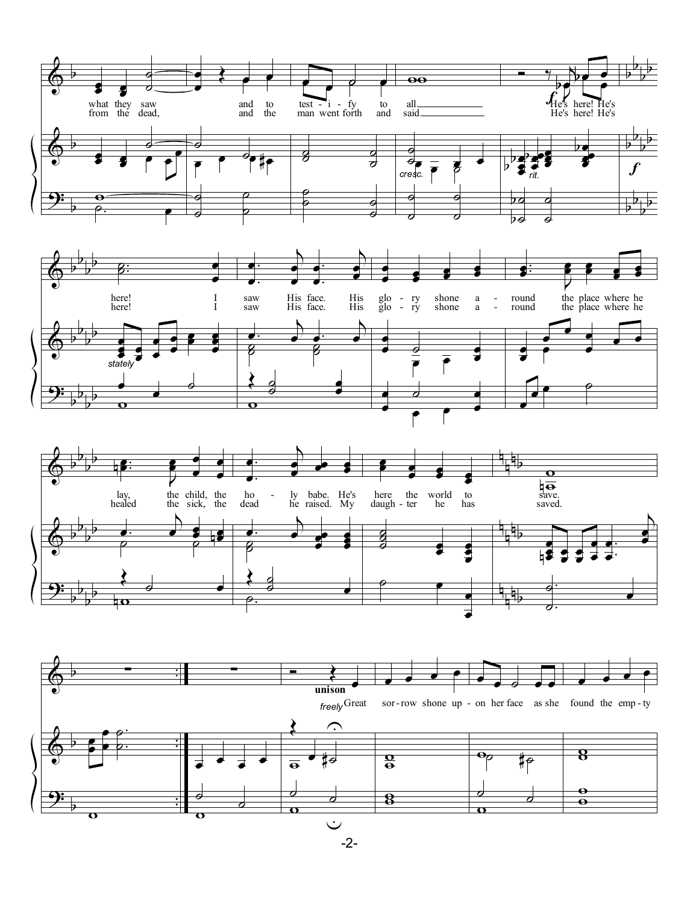what they saw and to test - i - fy to all He's here! He's
from the dead, and the man went forth and said He's here! He's

here! I saw His face. His glo - ry shone a - round the place where he
here! I saw His face. His glo - ry shone a - round the place where he

lay, the child, the ho - ly babe. He's here the world to save.
healed the sick, the dead he raised. My daugh - ter he has saved.

*unison*

*freely* Great sor-row shone up - on her face as she found the emp - ty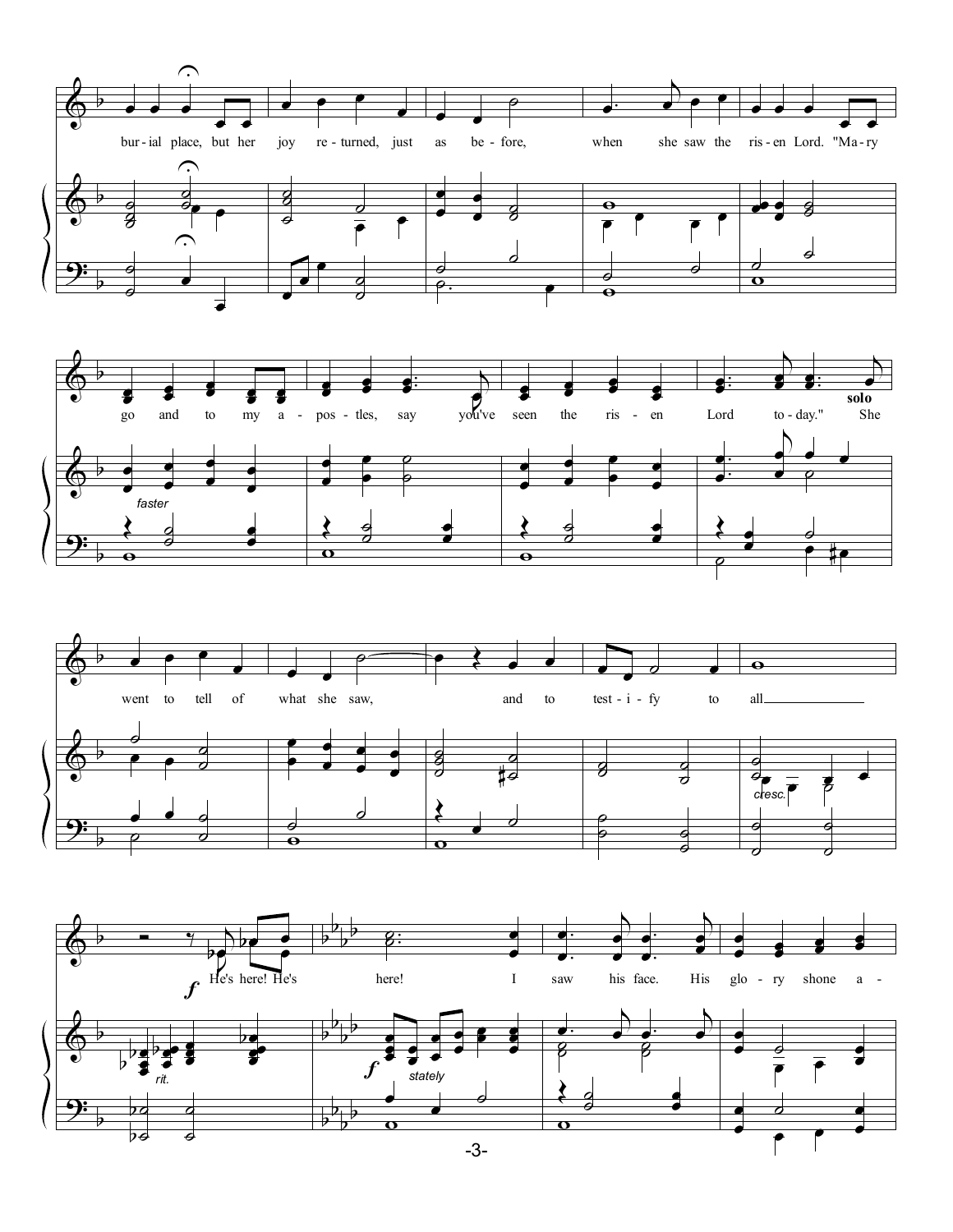bur - ial place, but her joy re - turned, just as be - fore, when she saw the ris - en Lord. "Ma - ry

go and to my a - pos - tles, say you've seen the ris - en Lord to - day." She

*faster*

**solo**

went to tell of what she saw, and to test - i - fy to all

*cresc.*

He's here! He's here! I saw his face. His glo - ry shone a -

*f*

*rit.*

*f* *stately*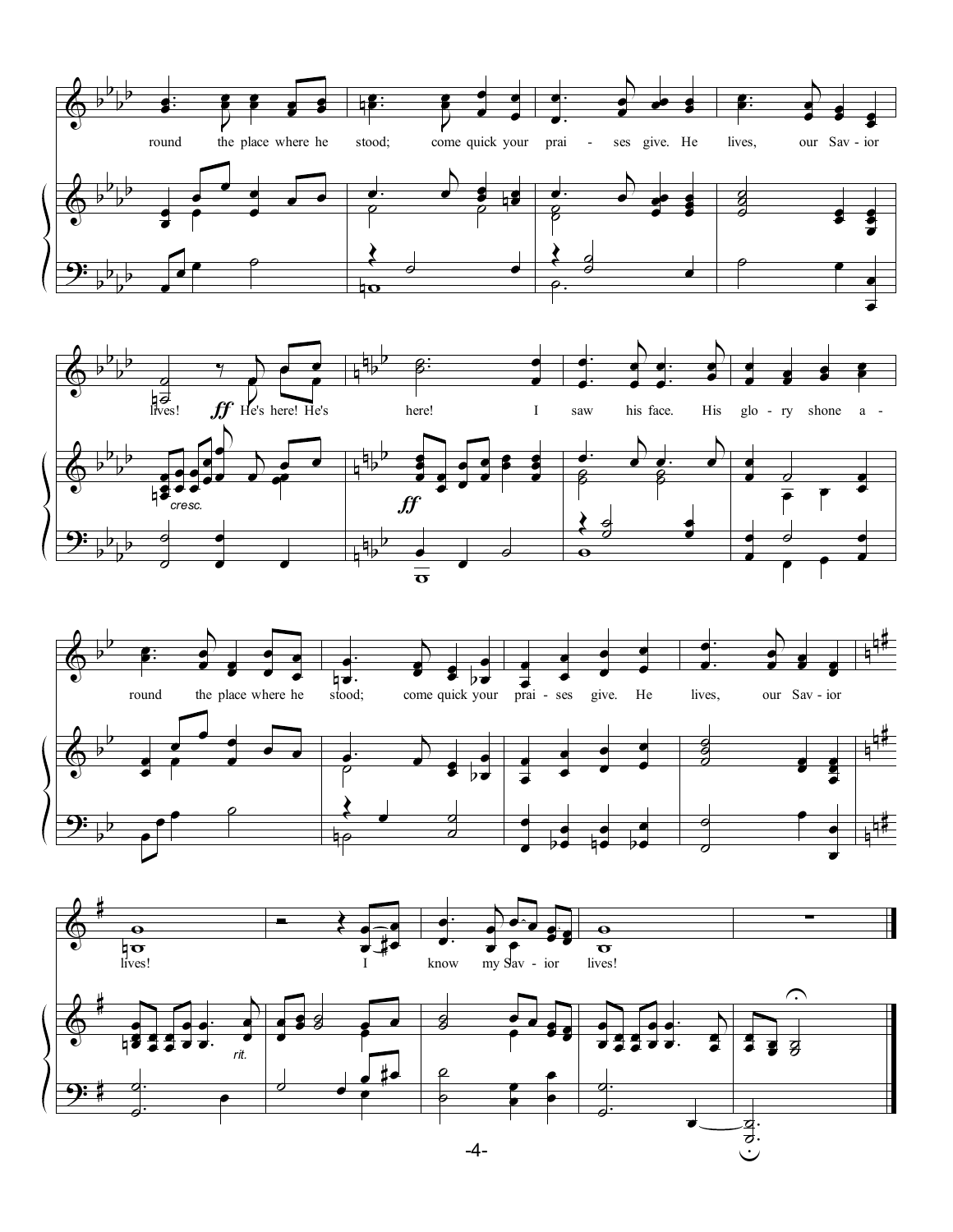round the place where he stood; come quick your prai - ses give. He lives, our Sav - ior

lives! *ff* He's here! He's here! I saw his face. His glo - ry shone a -

*cresc.* *ff*

round the place where he stood; come quick your prai - ses give. He lives, our Sav - ior

lives! I know my Sav - ior lives!

*rit.*